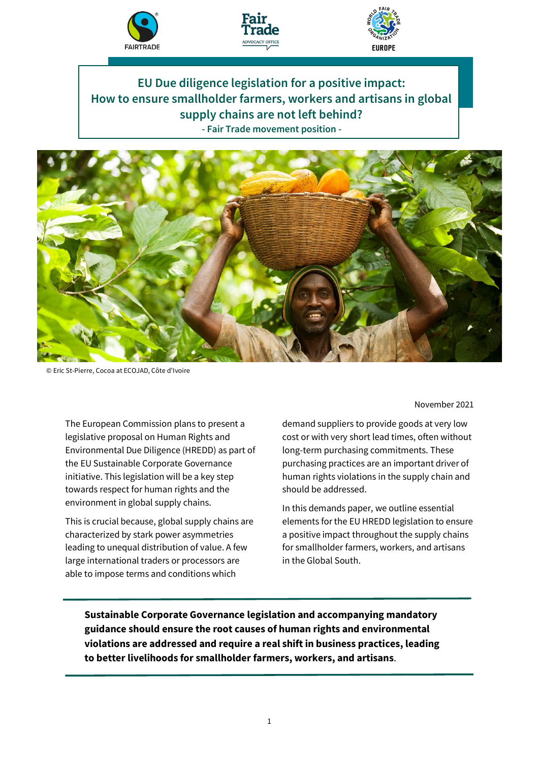# EU Due diligence legislation for a positive impact: How to ensure smallholder farmers, workers and artisans in global supply chains are not left behind?

**- Fair Trade movement position -**

© Eric St-Pierre, Cocoa at ECOJAD, Côte d'Ivoire

November 2021

The European Commission plans to present a legislative proposal on Human Rights and Environmental Due Diligence (HREDD) as part of the EU Sustainable Corporate Governance initiative. This legislation will be a key step towards respect for human rights and the environment in global supply chains.

This is crucial because, global supply chains are characterized by stark power asymmetries leading to unequal distribution of value. A few large international traders or processors are able to impose terms and conditions which demand suppliers to provide goods at very low cost or with very short lead times, often without long-term purchasing commitments. These purchasing practices are an important driver of human rights violations in the supply chain and should be addressed.

In this demands paper, we outline essential elements for the EU HREDD legislation to ensure a positive impact throughout the supply chains for smallholder farmers, workers, and artisans in the Global South.

---

**Sustainable Corporate Governance legislation and accompanying mandatory guidance should ensure the root causes of human rights and environmental violations are addressed and require a real shift in business practices, leading to better livelihoods for smallholder farmers, workers, and artisans**.

---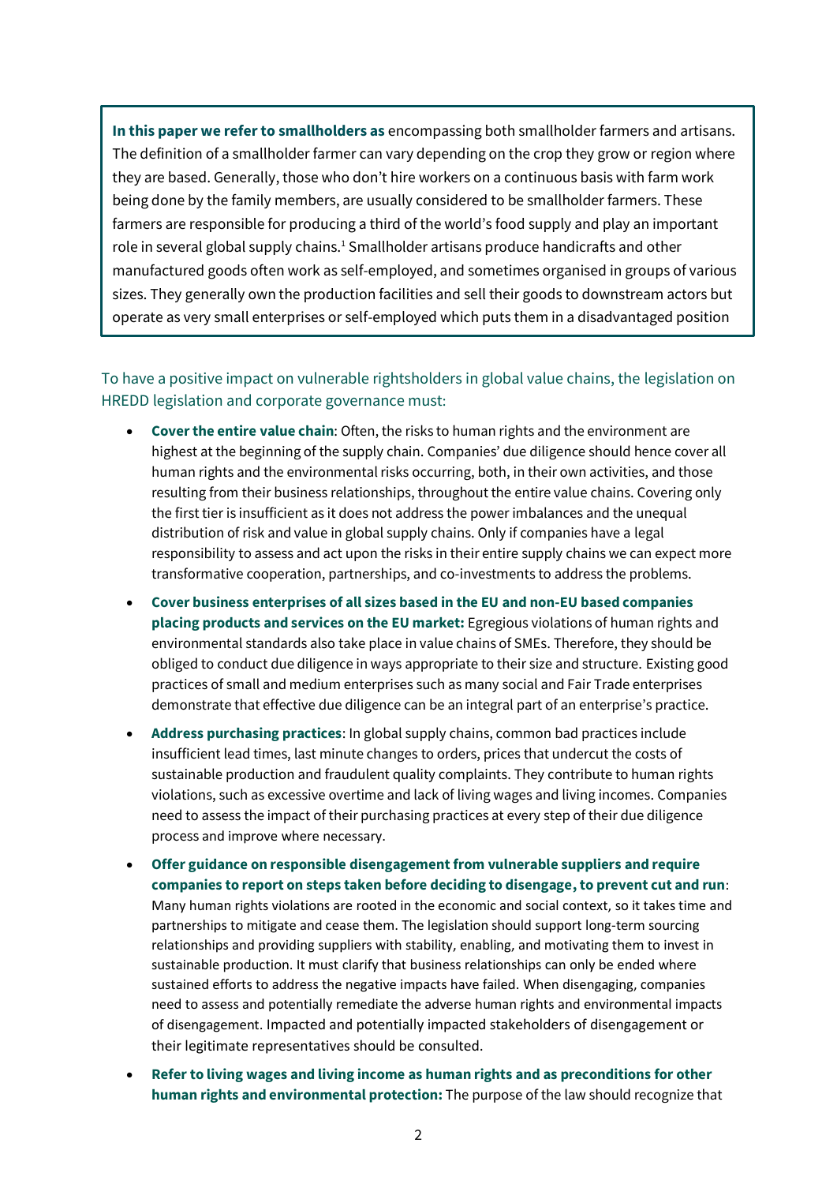**In this paper we refer to smallholders as** encompassing both smallholder farmers and artisans. The definition of a smallholder farmer can vary depending on the crop they grow or region where they are based. Generally, those who don't hire workers on a continuous basis with farm work being done by the family members, are usually considered to be smallholder farmers. These farmers are responsible for producing a third of the world's food supply and play an important role in several global supply chains.[1] Smallholder artisans produce handicrafts and other manufactured goods often work as self-employed, and sometimes organised in groups of various sizes. They generally own the production facilities and sell their goods to downstream actors but operate as very small enterprises or self-employed which puts them in a disadvantaged position

To have a positive impact on vulnerable rightsholders in global value chains, the legislation on HREDD legislation and corporate governance must:

- **Cover the entire value chain**: Often, the risks to human rights and the environment are highest at the beginning of the supply chain. Companies' due diligence should hence cover all human rights and the environmental risks occurring, both, in their own activities, and those resulting from their business relationships, throughout the entire value chains. Covering only the first tier is insufficient as it does not address the power imbalances and the unequal distribution of risk and value in global supply chains. Only if companies have a legal responsibility to assess and act upon the risks in their entire supply chains we can expect more transformative cooperation, partnerships, and co-investments to address the problems.
- **Cover business enterprises of all sizes based in the EU and non-EU based companies placing products and services on the EU market:** Egregious violations of human rights and environmental standards also take place in value chains of SMEs. Therefore, they should be obliged to conduct due diligence in ways appropriate to their size and structure. Existing good practices of small and medium enterprises such as many social and Fair Trade enterprises demonstrate that effective due diligence can be an integral part of an enterprise's practice.
- **Address purchasing practices**: In global supply chains, common bad practices include insufficient lead times, last minute changes to orders, prices that undercut the costs of sustainable production and fraudulent quality complaints. They contribute to human rights violations, such as excessive overtime and lack of living wages and living incomes. Companies need to assess the impact of their purchasing practices at every step of their due diligence process and improve where necessary.
- **Offer guidance on responsible disengagement from vulnerable suppliers and require companies to report on steps taken before deciding to disengage, to prevent cut and run**: Many human rights violations are rooted in the economic and social context, so it takes time and partnerships to mitigate and cease them. The legislation should support long-term sourcing relationships and providing suppliers with stability, enabling, and motivating them to invest in sustainable production. It must clarify that business relationships can only be ended where sustained efforts to address the negative impacts have failed. When disengaging, companies need to assess and potentially remediate the adverse human rights and environmental impacts of disengagement. Impacted and potentially impacted stakeholders of disengagement or their legitimate representatives should be consulted.
- **Refer to living wages and living income as human rights and as preconditions for other human rights and environmental protection:** The purpose of the law should recognize that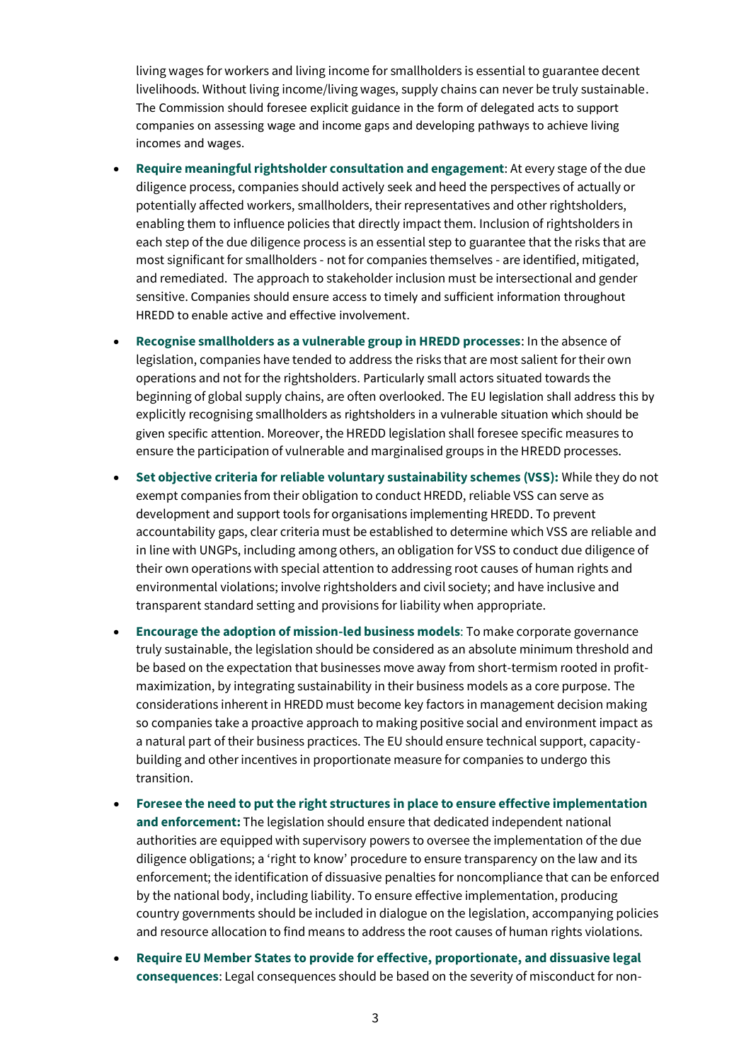living wages for workers and living income for smallholders is essential to guarantee decent livelihoods. Without living income/living wages, supply chains can never be truly sustainable. The Commission should foresee explicit guidance in the form of delegated acts to support companies on assessing wage and income gaps and developing pathways to achieve living incomes and wages.

- **Require meaningful rightsholder consultation and engagement**: At every stage of the due diligence process, companies should actively seek and heed the perspectives of actually or potentially affected workers, smallholders, their representatives and other rightsholders, enabling them to influence policies that directly impact them. Inclusion of rightsholders in each step of the due diligence process is an essential step to guarantee that the risks that are most significant for smallholders - not for companies themselves - are identified, mitigated, and remediated. The approach to stakeholder inclusion must be intersectional and gender sensitive. Companies should ensure access to timely and sufficient information throughout HREDD to enable active and effective involvement.
- **Recognise smallholders as a vulnerable group in HREDD processes**: In the absence of legislation, companies have tended to address the risks that are most salient for their own operations and not for the rightsholders. Particularly small actors situated towards the beginning of global supply chains, are often overlooked. The EU legislation shall address this by explicitly recognising smallholders as rightsholders in a vulnerable situation which should be given specific attention. Moreover, the HREDD legislation shall foresee specific measures to ensure the participation of vulnerable and marginalised groups in the HREDD processes.
- **Set objective criteria for reliable voluntary sustainability schemes (VSS):** While they do not exempt companies from their obligation to conduct HREDD, reliable VSS can serve as development and support tools for organisations implementing HREDD. To prevent accountability gaps, clear criteria must be established to determine which VSS are reliable and in line with UNGPs, including among others, an obligation for VSS to conduct due diligence of their own operations with special attention to addressing root causes of human rights and environmental violations; involve rightsholders and civil society; and have inclusive and transparent standard setting and provisions for liability when appropriate.
- **Encourage the adoption of mission-led business models**: To make corporate governance truly sustainable, the legislation should be considered as an absolute minimum threshold and be based on the expectation that businesses move away from short-termism rooted in profit-maximization, by integrating sustainability in their business models as a core purpose. The considerations inherent in HREDD must become key factors in management decision making so companies take a proactive approach to making positive social and environment impact as a natural part of their business practices. The EU should ensure technical support, capacity-building and other incentives in proportionate measure for companies to undergo this transition.
- **Foresee the need to put the right structures in place to ensure effective implementation and enforcement:** The legislation should ensure that dedicated independent national authorities are equipped with supervisory powers to oversee the implementation of the due diligence obligations; a 'right to know' procedure to ensure transparency on the law and its enforcement; the identification of dissuasive penalties for noncompliance that can be enforced by the national body, including liability. To ensure effective implementation, producing country governments should be included in dialogue on the legislation, accompanying policies and resource allocation to find means to address the root causes of human rights violations.
- **Require EU Member States to provide for effective, proportionate, and dissuasive legal consequences**: Legal consequences should be based on the severity of misconduct for non-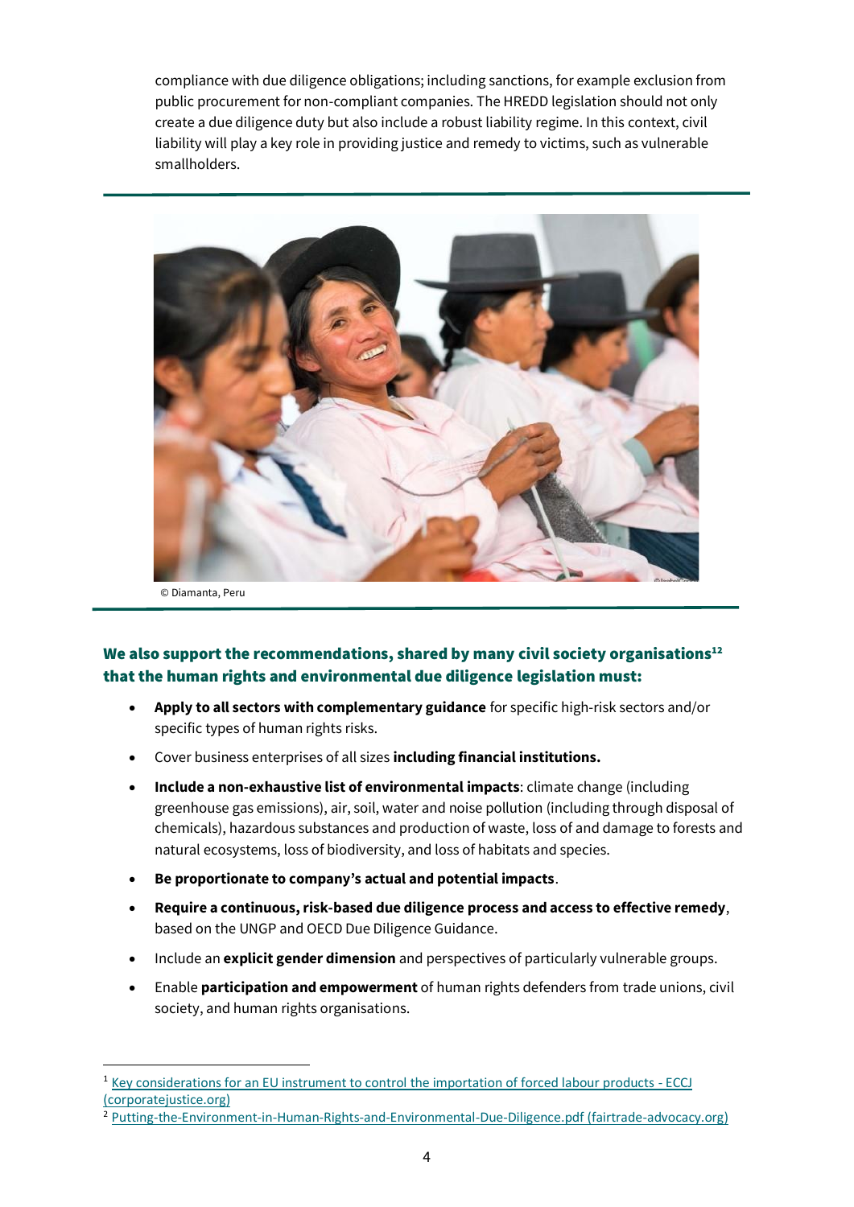compliance with due diligence obligations; including sanctions, for example exclusion from public procurement for non-compliant companies. The HREDD legislation should not only create a due diligence duty but also include a robust liability regime. In this context, civil liability will play a key role in providing justice and remedy to victims, such as vulnerable smallholders.

© Diamanta, Peru

**We also support the recommendations, shared by many civil society organisations[1][2] that the human rights and environmental due diligence legislation must:**

- **Apply to all sectors with complementary guidance** for specific high-risk sectors and/or specific types of human rights risks.
- Cover business enterprises of all sizes **including financial institutions.**
- **Include a non-exhaustive list of environmental impacts**: climate change (including greenhouse gas emissions), air, soil, water and noise pollution (including through disposal of chemicals), hazardous substances and production of waste, loss of and damage to forests and natural ecosystems, loss of biodiversity, and loss of habitats and species.
- **Be proportionate to company's actual and potential impacts**.
- **Require a continuous, risk-based due diligence process and access to effective remedy**, based on the UNGP and OECD Due Diligence Guidance.
- Include an **explicit gender dimension** and perspectives of particularly vulnerable groups.
- Enable **participation and empowerment** of human rights defenders from trade unions, civil society, and human rights organisations.

---

[1] Key considerations for an EU instrument to control the importation of forced labour products - ECCJ (corporatejustice.org)

[2] Putting-the-Environment-in-Human-Rights-and-Environmental-Due-Diligence.pdf (fairtrade-advocacy.org)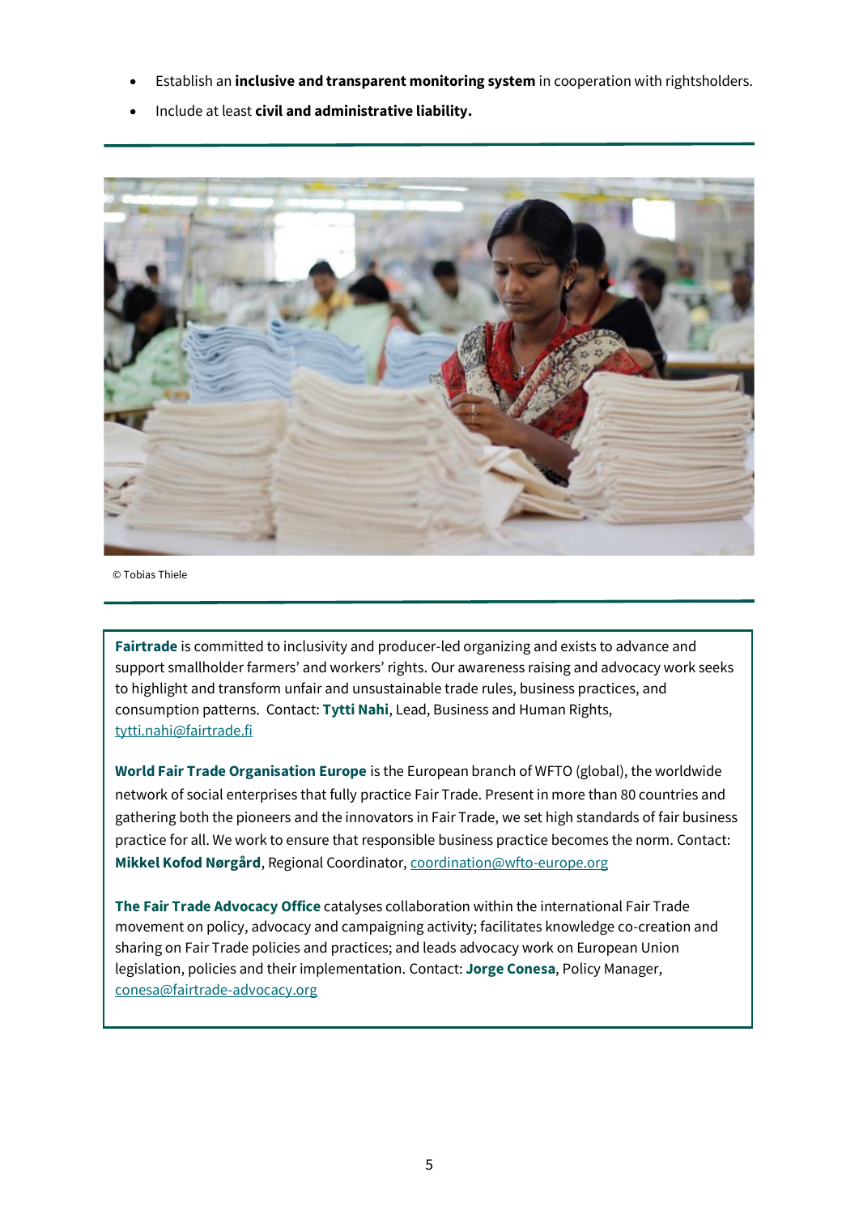- Establish an **inclusive and transparent monitoring system** in cooperation with rightsholders.
- Include at least **civil and administrative liability.**

---

© Tobias Thiele

---

**Fairtrade** is committed to inclusivity and producer-led organizing and exists to advance and support smallholder farmers' and workers' rights. Our awareness raising and advocacy work seeks to highlight and transform unfair and unsustainable trade rules, business practices, and consumption patterns. Contact: **Tytti Nahi**, Lead, Business and Human Rights, tytti.nahi@fairtrade.fi

**World Fair Trade Organisation Europe** is the European branch of WFTO (global), the worldwide network of social enterprises that fully practice Fair Trade. Present in more than 80 countries and gathering both the pioneers and the innovators in Fair Trade, we set high standards of fair business practice for all. We work to ensure that responsible business practice becomes the norm. Contact: **Mikkel Kofod Nørgård**, Regional Coordinator, coordination@wfto-europe.org

**The Fair Trade Advocacy Office** catalyses collaboration within the international Fair Trade movement on policy, advocacy and campaigning activity; facilitates knowledge co-creation and sharing on Fair Trade policies and practices; and leads advocacy work on European Union legislation, policies and their implementation. Contact: **Jorge Conesa**, Policy Manager, conesa@fairtrade-advocacy.org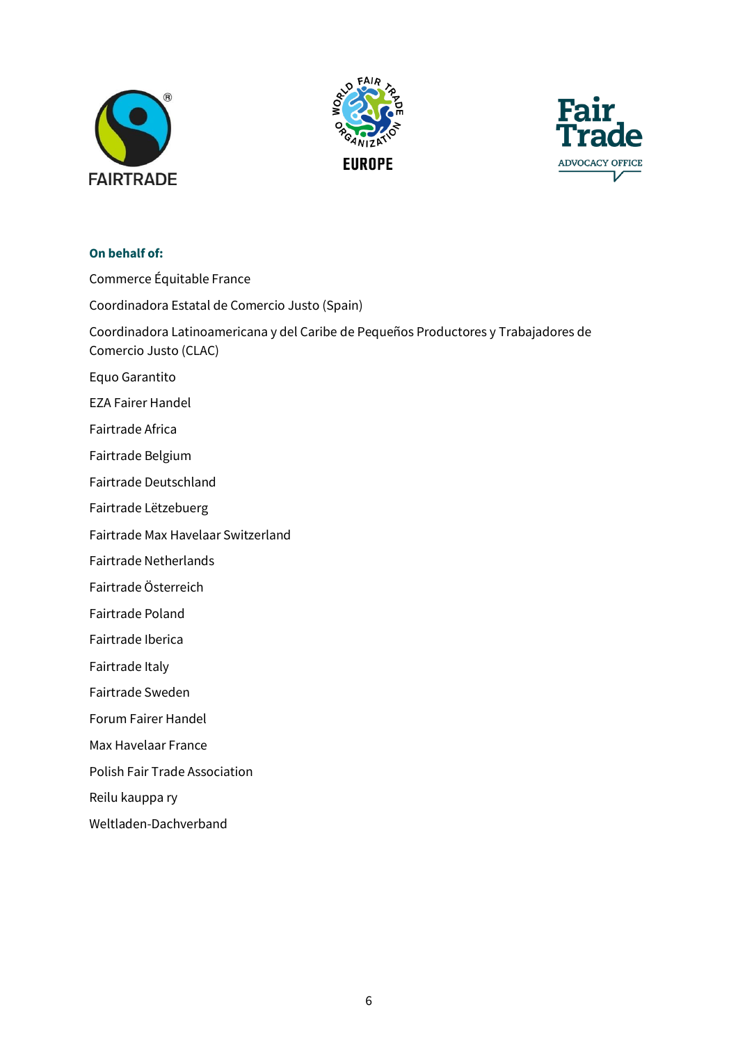**On behalf of:**

Commerce Équitable France

Coordinadora Estatal de Comercio Justo (Spain)

Coordinadora Latinoamericana y del Caribe de Pequeños Productores y Trabajadores de Comercio Justo (CLAC)

Equo Garantito

EZA Fairer Handel

Fairtrade Africa

Fairtrade Belgium

Fairtrade Deutschland

Fairtrade Lëtzebuerg

Fairtrade Max Havelaar Switzerland

Fairtrade Netherlands

Fairtrade Österreich

Fairtrade Poland

Fairtrade Iberica

Fairtrade Italy

Fairtrade Sweden

Forum Fairer Handel

Max Havelaar France

Polish Fair Trade Association

Reilu kauppa ry

Weltladen-Dachverband